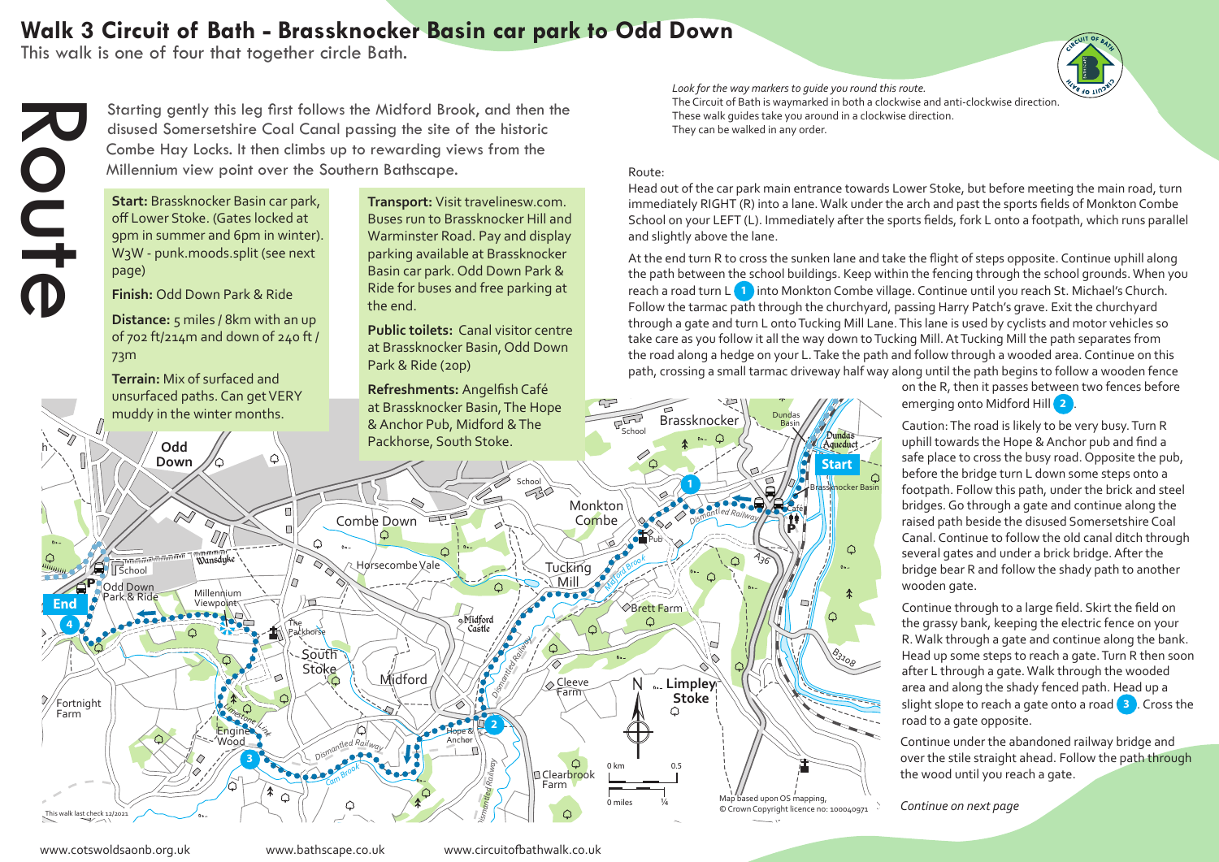# Walk 3 Circuit of Bath - Brassknocker Basin car park to Odd Down

This walk is one of four that together circle Bath.

## Route

Starting gently this leg first follows the Midford Brook, and then the disused Somersetshire Coal Canal passing the site of the historic Combe Hay Locks. It then climbs up to rewarding views from the Millennium view point over the Southern Bathscape.

**Start:** Brassknocker Basin car park, off Lower Stoke. (Gates locked at 9pm in summer and 6pm in winter). W3W - punk.moods.split (see next page)

**Finish:** Odd Down Park & Ride

**Distance:** 5 miles / 8km with an up of 702 ft/214m and down of 240 ft / 73m

**Terrain:** Mix of surfaced and unsurfaced paths. Can get VERY muddy in the winter months.

**Transport:** Visit travelinesw.com. Buses run to Brassknocker Hill and Warminster Road. Pay and display parking available at Brassknocker Basin car park. Odd Down Park & Ride for buses and free parking at the end.

**Public toilets:** Canal visitor centre at Brassknocker Basin, Odd Down Park & Ride (20p)

**Refreshments:** Angelfish Café at Brassknocker Basin, The Hope & Anchor Pub, Midford & The Packhorse, South Stoke.

*Look for the way markers to guide you round this route.*

The Circuit of Bath is waymarked in both a clockwise and anti-clockwise direction. These walk guides take you around in a clockwise direction. They can be walked in any order.

Route:

Head out of the car park main entrance towards Lower Stoke, but before meeting the main road, turn immediately RIGHT (R) into a lane. Walk under the arch and past the sports fields of Monkton Combe School on your LEFT (L). Immediately after the sports fields, fork L onto a footpath, which runs parallel and slightly above the lane.

At the end turn R to cross the sunken lane and take the flight of steps opposite. Continue uphill along the path between the school buildings. Keep within the fencing through the school grounds. When you reach a road turn L **1** into Monkton Combe village. Continue until you reach St. Michael's Church. Follow the tarmac path through the churchyard, passing Harry Patch's grave. Exit the churchyard through a gate and turn L onto Tucking Mill Lane. This lane is used by cyclists and motor vehicles so take care as you follow it all the way down to Tucking Mill. At Tucking Mill the path separates from the road along a hedge on your L. Take the path and follow through a wooded area. Continue on this path, crossing a small tarmac driveway half way along until the path begins to follow a wooden fence on the R, then it passes between two fences before emerging onto Midford Hill **2**.

Caution: The road is likely to be very busy. Turn R uphill towards the Hope & Anchor pub and find a safe place to cross the busy road. Opposite the pub, before the bridge turn L down some steps onto a footpath. Follow this path, under the brick and steel bridges. Go through a gate and continue along the raised path beside the disused Somersetshire Coal Canal. Continue to follow the old canal ditch through several gates and under a brick bridge. After the bridge bear R and follow the shady path to another wooden gate.

Continue through to a large field. Skirt the field on the grassy bank, keeping the electric fence on your R. Walk through a gate and continue along the bank. Head up some steps to reach a gate. Turn R then soon after L through a gate. Walk through the wooded area and along the shady fenced path. Head up a slight slope to reach a gate onto a road **3**. Cross the road to a gate opposite.

Continue under the abandoned railway bridge and over the stile straight ahead. Follow the path through the wood until you reach a gate.

*Continue on next page*

Map based upon OS mapping, © Crown Copyright licence no: 100040971

This walk last check 12/2021

www.cotswoldsaonb.org.uk www.bathscape.co.uk www.circuitofbathwalk.co.uk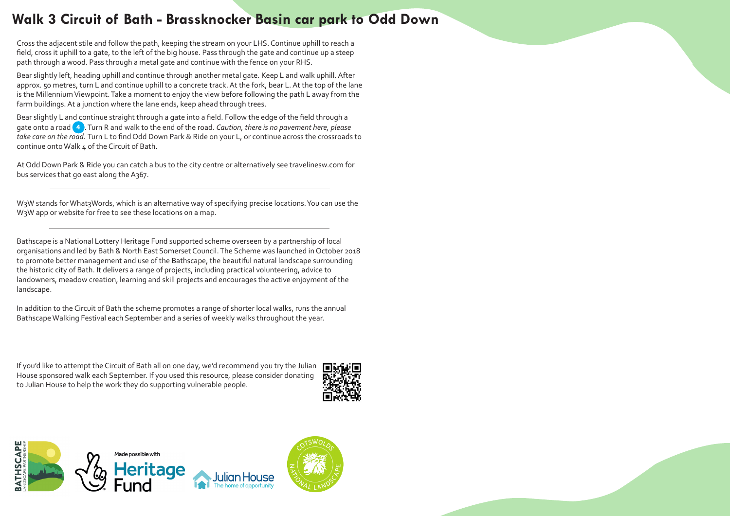# Walk 3 Circuit of Bath - Brassknocker Basin car park to Odd Down

Cross the adjacent stile and follow the path, keeping the stream on your LHS. Continue uphill to reach a field, cross it uphill to a gate, to the left of the big house. Pass through the gate and continue up a steep path through a wood. Pass through a metal gate and continue with the fence on your RHS.

Bear slightly left, heading uphill and continue through another metal gate. Keep L and walk uphill. After approx. 50 metres, turn L and continue uphill to a concrete track. At the fork, bear L. At the top of the lane is the Millennium Viewpoint. Take a moment to enjoy the view before following the path L away from the farm buildings. At a junction where the lane ends, keep ahead through trees.

Bear slightly L and continue straight through a gate into a field. Follow the edge of the field through a gate onto a road **4**. Turn R and walk to the end of the road. *Caution, there is no pavement here, please take care on the road.* Turn L to find Odd Down Park & Ride on your L, or continue across the crossroads to continue onto Walk 4 of the Circuit of Bath.

At Odd Down Park & Ride you can catch a bus to the city centre or alternatively see travelinesw.com for bus services that go east along the A367.

---

W3W stands for What3Words, which is an alternative way of specifying precise locations. You can use the W3W app or website for free to see these locations on a map.

---

Bathscape is a National Lottery Heritage Fund supported scheme overseen by a partnership of local organisations and led by Bath & North East Somerset Council. The Scheme was launched in October 2018 to promote better management and use of the Bathscape, the beautiful natural landscape surrounding the historic city of Bath. It delivers a range of projects, including practical volunteering, advice to landowners, meadow creation, learning and skill projects and encourages the active enjoyment of the landscape.

In addition to the Circuit of Bath the scheme promotes a range of shorter local walks, runs the annual Bathscape Walking Festival each September and a series of weekly walks throughout the year.

If you'd like to attempt the Circuit of Bath all on one day, we'd recommend you try the Julian House sponsored walk each September. If you used this resource, please consider donating to Julian House to help the work they do supporting vulnerable people.

BATHSCAPE LANDSCAPE PARTNERSHIP

Made possible with Heritage Fund

Julian House The home of opportunity

COTSWOLDS NATIONAL LANDSCAPE